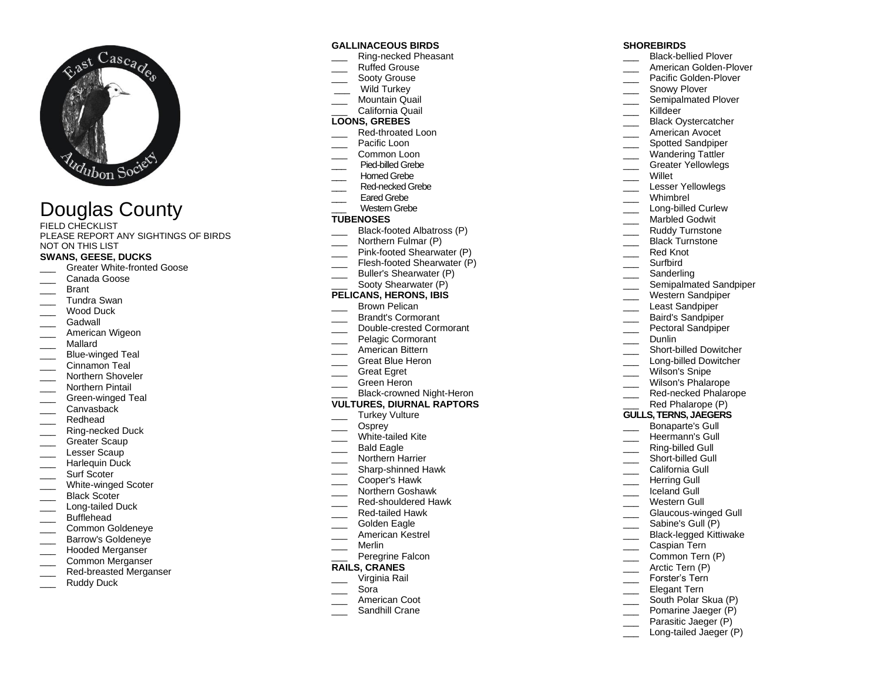# Douglas County

FIELD CHECKLIST
PLEASE REPORT ANY SIGHTINGS OF BIRDS NOT ON THIS LIST

**SWANS, GEESE, DUCKS**

- ___ Greater White-fronted Goose
- ___ Canada Goose
- ___ Brant
- ___ Tundra Swan
- ___ Wood Duck
- ___ Gadwall
- ___ American Wigeon
- ___ Mallard
- ___ Blue-winged Teal
- ___ Cinnamon Teal
- ___ Northern Shoveler
- ___ Northern Pintail
- ___ Green-winged Teal
- ___ Canvasback
- ___ Redhead
- ___ Ring-necked Duck
- ___ Greater Scaup
- ___ Lesser Scaup
- ___ Harlequin Duck
- ___ Surf Scoter
- ___ White-winged Scoter
- ___ Black Scoter
- ___ Long-tailed Duck
- ___ Bufflehead
- ___ Common Goldeneye
- ___ Barrow's Goldeneye
- ___ Hooded Merganser
- ___ Common Merganser
- ___ Red-breasted Merganser
- ___ Ruddy Duck

**GALLINACEOUS BIRDS**

- ___ Ring-necked Pheasant
- ___ Ruffed Grouse
- ___ Sooty Grouse
- ___ Wild Turkey
- ___ Mountain Quail
- ___ California Quail

**LOONS, GREBES**

- ___ Red-throated Loon
- ___ Pacific Loon
- ___ Common Loon
- ___ Pied-billed Grebe
- ___ Horned Grebe
- ___ Red-necked Grebe
- ___ Eared Grebe
- ___ Western Grebe

**TUBENOSES**

- ___ Black-footed Albatross (P)
- ___ Northern Fulmar (P)
- ___ Pink-footed Shearwater (P)
- ___ Flesh-footed Shearwater (P)
- ___ Buller's Shearwater (P)
- ___ Sooty Shearwater (P)

**PELICANS, HERONS, IBIS**

- ___ Brown Pelican
- ___ Brandt's Cormorant
- ___ Double-crested Cormorant
- ___ Pelagic Cormorant
- ___ American Bittern
- ___ Great Blue Heron
- ___ Great Egret
- ___ Green Heron
- ___ Black-crowned Night-Heron

**VULTURES, DIURNAL RAPTORS**

- ___ Turkey Vulture
- ___ Osprey
- ___ White-tailed Kite
- ___ Bald Eagle
- ___ Northern Harrier
- ___ Sharp-shinned Hawk
- ___ Cooper's Hawk
- ___ Northern Goshawk
- ___ Red-shouldered Hawk
- ___ Red-tailed Hawk
- ___ Golden Eagle
- ___ American Kestrel
- ___ Merlin
- ___ Peregrine Falcon

**RAILS, CRANES**

- ___ Virginia Rail
- ___ Sora
- ___ American Coot
- ___ Sandhill Crane

**SHOREBIRDS**

- ___ Black-bellied Plover
- ___ American Golden-Plover
- ___ Pacific Golden-Plover
- ___ Snowy Plover
- ___ Semipalmated Plover
- ___ Killdeer
- ___ Black Oystercatcher
- ___ American Avocet
- ___ Spotted Sandpiper
- ___ Wandering Tattler
- ___ Greater Yellowlegs
- ___ Willet
- ___ Lesser Yellowlegs
- ___ Whimbrel
- ___ Long-billed Curlew
- ___ Marbled Godwit
- ___ Ruddy Turnstone
- ___ Black Turnstone
- ___ Red Knot
- ___ Surfbird
- ___ Sanderling
- ___ Semipalmated Sandpiper
- ___ Western Sandpiper
- ___ Least Sandpiper
- ___ Baird's Sandpiper
- ___ Pectoral Sandpiper
- ___ Dunlin
- ___ Short-billed Dowitcher
- ___ Long-billed Dowitcher
- ___ Wilson's Snipe
- ___ Wilson's Phalarope
- ___ Red-necked Phalarope
- ___ Red Phalarope (P)

**GULLS, TERNS, JAEGERS**

- ___ Bonaparte's Gull
- ___ Heermann's Gull
- ___ Ring-billed Gull
- ___ Short-billed Gull
- ___ California Gull
- ___ Herring Gull
- ___ Iceland Gull
- ___ Western Gull
- ___ Glaucous-winged Gull
- ___ Sabine's Gull (P)
- ___ Black-legged Kittiwake
- ___ Caspian Tern
- ___ Common Tern (P)
- ___ Arctic Tern (P)
- ___ Forster's Tern
- ___ Elegant Tern
- ___ South Polar Skua (P)
- ___ Pomarine Jaeger (P)
- ___ Parasitic Jaeger (P)
- ___ Long-tailed Jaeger (P)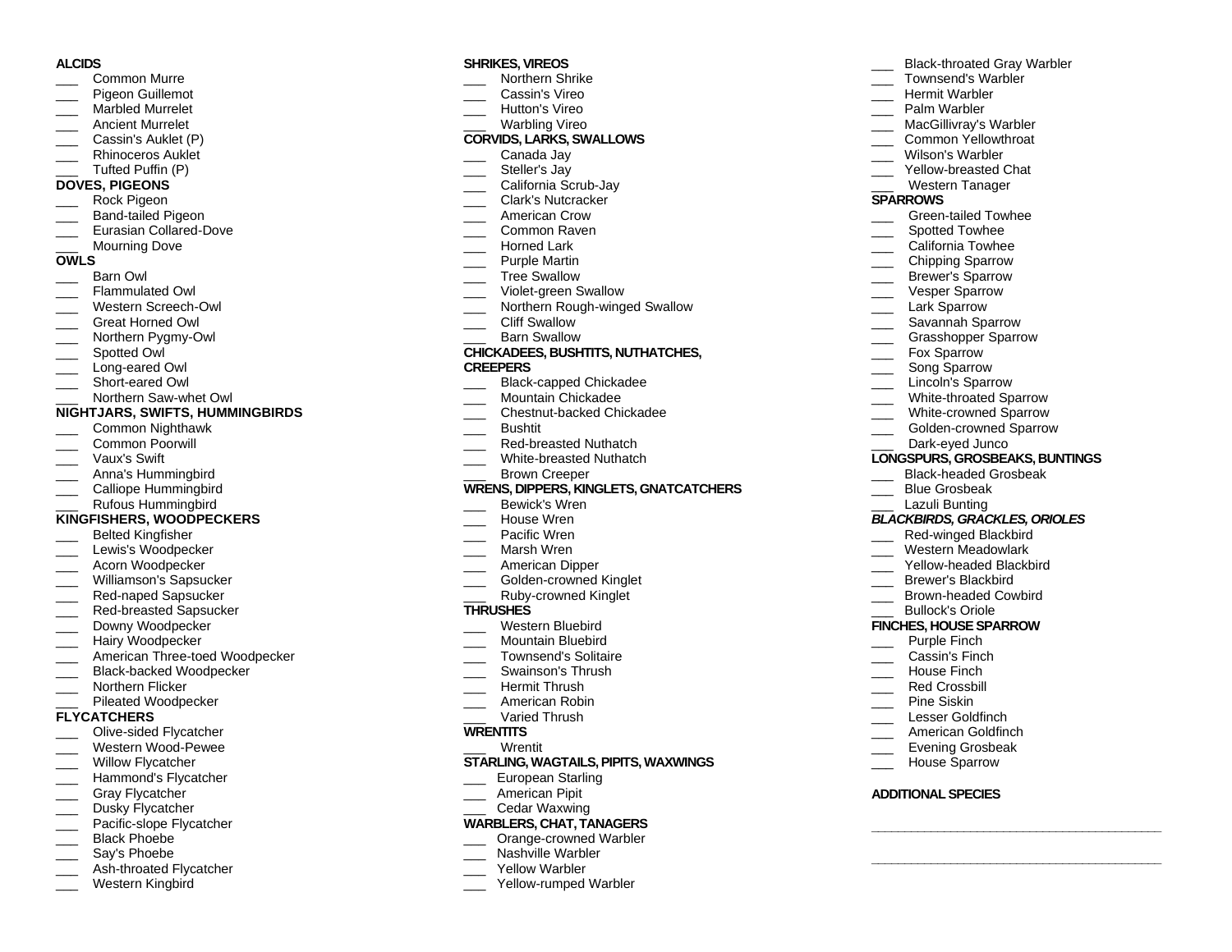**ALCIDS**

___ Common Murre
___ Pigeon Guillemot
___ Marbled Murrelet
___ Ancient Murrelet
___ Cassin's Auklet (P)
___ Rhinoceros Auklet
___ Tufted Puffin (P)

**DOVES, PIGEONS**

___ Rock Pigeon
___ Band-tailed Pigeon
___ Eurasian Collared-Dove
___ Mourning Dove

**OWLS**

___ Barn Owl
___ Flammulated Owl
___ Western Screech-Owl
___ Great Horned Owl
___ Northern Pygmy-Owl
___ Spotted Owl
___ Long-eared Owl
___ Short-eared Owl
___ Northern Saw-whet Owl

**NIGHTJARS, SWIFTS, HUMMINGBIRDS**

___ Common Nighthawk
___ Common Poorwill
___ Vaux's Swift
___ Anna's Hummingbird
___ Calliope Hummingbird
___ Rufous Hummingbird

**KINGFISHERS, WOODPECKERS**

___ Belted Kingfisher
___ Lewis's Woodpecker
___ Acorn Woodpecker
___ Williamson's Sapsucker
___ Red-naped Sapsucker
___ Red-breasted Sapsucker
___ Downy Woodpecker
___ Hairy Woodpecker
___ American Three-toed Woodpecker
___ Black-backed Woodpecker
___ Northern Flicker
___ Pileated Woodpecker

**FLYCATCHERS**

___ Olive-sided Flycatcher
___ Western Wood-Pewee
___ Willow Flycatcher
___ Hammond's Flycatcher
___ Gray Flycatcher
___ Dusky Flycatcher
___ Pacific-slope Flycatcher
___ Black Phoebe
___ Say's Phoebe
___ Ash-throated Flycatcher
___ Western Kingbird

**SHRIKES, VIREOS**

___ Northern Shrike
___ Cassin's Vireo
___ Hutton's Vireo
___ Warbling Vireo

**CORVIDS, LARKS, SWALLOWS**

___ Canada Jay
___ Steller's Jay
___ California Scrub-Jay
___ Clark's Nutcracker
___ American Crow
___ Common Raven
___ Horned Lark
___ Purple Martin
___ Tree Swallow
___ Violet-green Swallow
___ Northern Rough-winged Swallow
___ Cliff Swallow
___ Barn Swallow

**CHICKADEES, BUSHTITS, NUTHATCHES, CREEPERS**

___ Black-capped Chickadee
___ Mountain Chickadee
___ Chestnut-backed Chickadee
___ Bushtit
___ Red-breasted Nuthatch
___ White-breasted Nuthatch
___ Brown Creeper

**WRENS, DIPPERS, KINGLETS, GNATCATCHERS**

___ Bewick's Wren
___ House Wren
___ Pacific Wren
___ Marsh Wren
___ American Dipper
___ Golden-crowned Kinglet
___ Ruby-crowned Kinglet

**THRUSHES**

___ Western Bluebird
___ Mountain Bluebird
___ Townsend's Solitaire
___ Swainson's Thrush
___ Hermit Thrush
___ American Robin
___ Varied Thrush

**WRENTITS**

___ Wrentit

**STARLING, WAGTAILS, PIPITS, WAXWINGS**

___ European Starling
___ American Pipit
___ Cedar Waxwing

**WARBLERS, CHAT, TANAGERS**

___ Orange-crowned Warbler
___ Nashville Warbler
___ Yellow Warbler
___ Yellow-rumped Warbler
___ Black-throated Gray Warbler
___ Townsend's Warbler
___ Hermit Warbler
___ Palm Warbler
___ MacGillivray's Warbler
___ Common Yellowthroat
___ Wilson's Warbler
___ Yellow-breasted Chat
___ Western Tanager

**SPARROWS**

___ Green-tailed Towhee
___ Spotted Towhee
___ California Towhee
___ Chipping Sparrow
___ Brewer's Sparrow
___ Vesper Sparrow
___ Lark Sparrow
___ Savannah Sparrow
___ Grasshopper Sparrow
___ Fox Sparrow
___ Song Sparrow
___ Lincoln's Sparrow
___ White-throated Sparrow
___ White-crowned Sparrow
___ Golden-crowned Sparrow
___ Dark-eyed Junco

**LONGSPURS, GROSBEAKS, BUNTINGS**

___ Black-headed Grosbeak
___ Blue Grosbeak
___ Lazuli Bunting

***BLACKBIRDS, GRACKLES, ORIOLES***

___ Red-winged Blackbird
___ Western Meadowlark
___ Yellow-headed Blackbird
___ Brewer's Blackbird
___ Brown-headed Cowbird
___ Bullock's Oriole

**FINCHES, HOUSE SPARROW**

___ Purple Finch
___ Cassin's Finch
___ House Finch
___ Red Crossbill
___ Pine Siskin
___ Lesser Goldfinch
___ American Goldfinch
___ Evening Grosbeak
___ House Sparrow

**ADDITIONAL SPECIES**

________________________________________

________________________________________